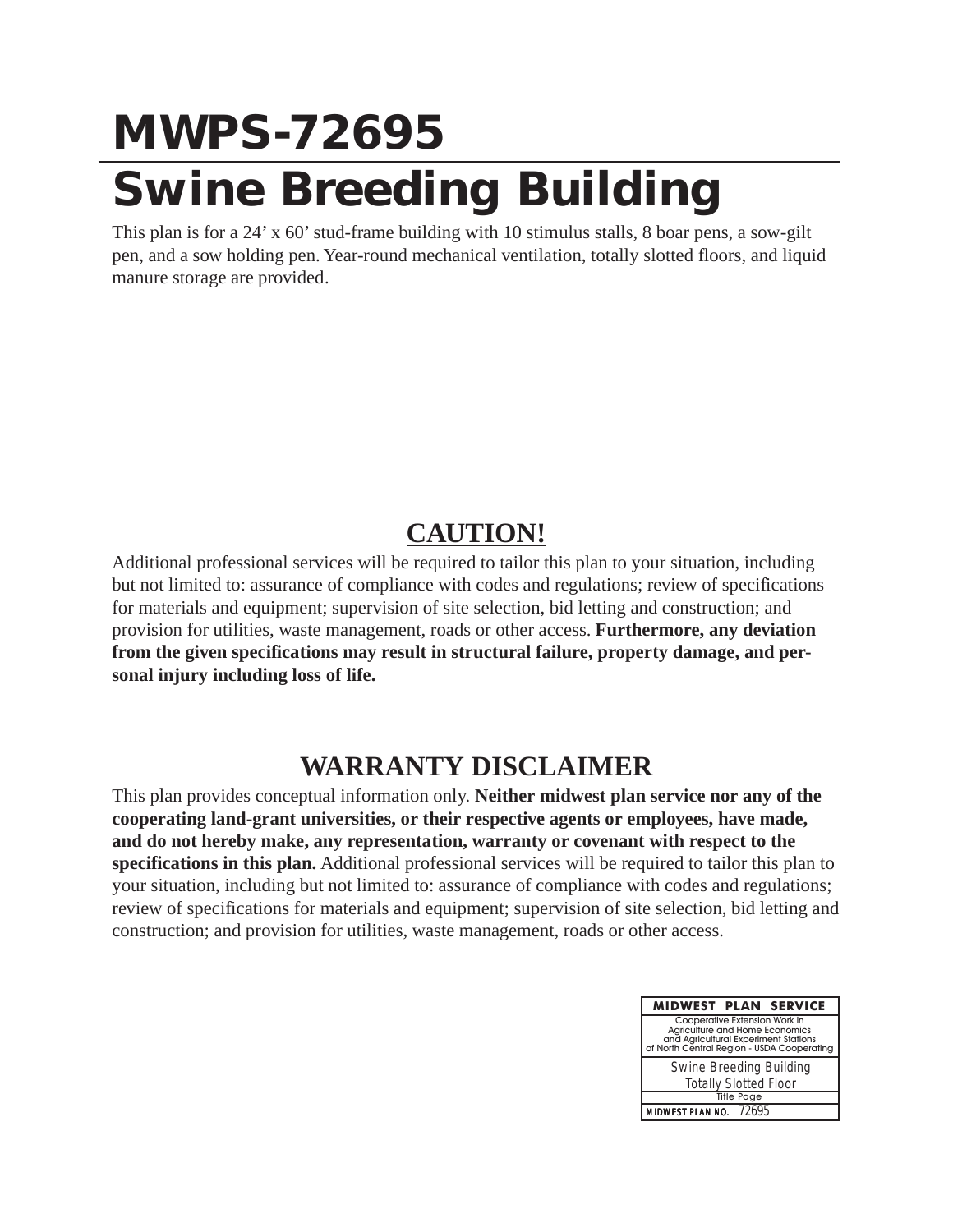# MWPS-72695

# Swine Breeding Building

This plan is for a 24' x 60' stud-frame building with 10 stimulus stalls, 8 boar pens, a sow-gilt pen, and a sow holding pen. Year-round mechanical ventilation, totally slotted floors, and liquid manure storage are provided.

## CAUTION!

Additional professional services will be required to tailor this plan to your situation, including but not limited to: assurance of compliance with codes and regulations; review of specifications for materials and equipment; supervision of site selection, bid letting and construction; and provision for utilities, waste management, roads or other access. **Furthermore, any deviation from the given specifications may result in structural failure, property damage, and personal injury including loss of life.**

## WARRANTY DISCLAIMER

This plan provides conceptual information only. **Neither midwest plan service nor any of the cooperating land-grant universities, or their respective agents or employees, have made, and do not hereby make, any representation, warranty or covenant with respect to the specifications in this plan.** Additional professional services will be required to tailor this plan to your situation, including but not limited to: assurance of compliance with codes and regulations; review of specifications for materials and equipment; supervision of site selection, bid letting and construction; and provision for utilities, waste management, roads or other access.

**MIDWEST PLAN SERVICE**
Cooperative Extension Work in Agriculture and Home Economics and Agricultural Experiment Stations of North Central Region - USDA Cooperating

Swine Breeding Building
Totally Slotted Floor
Title Page

**MIDWEST PLAN NO.** 72695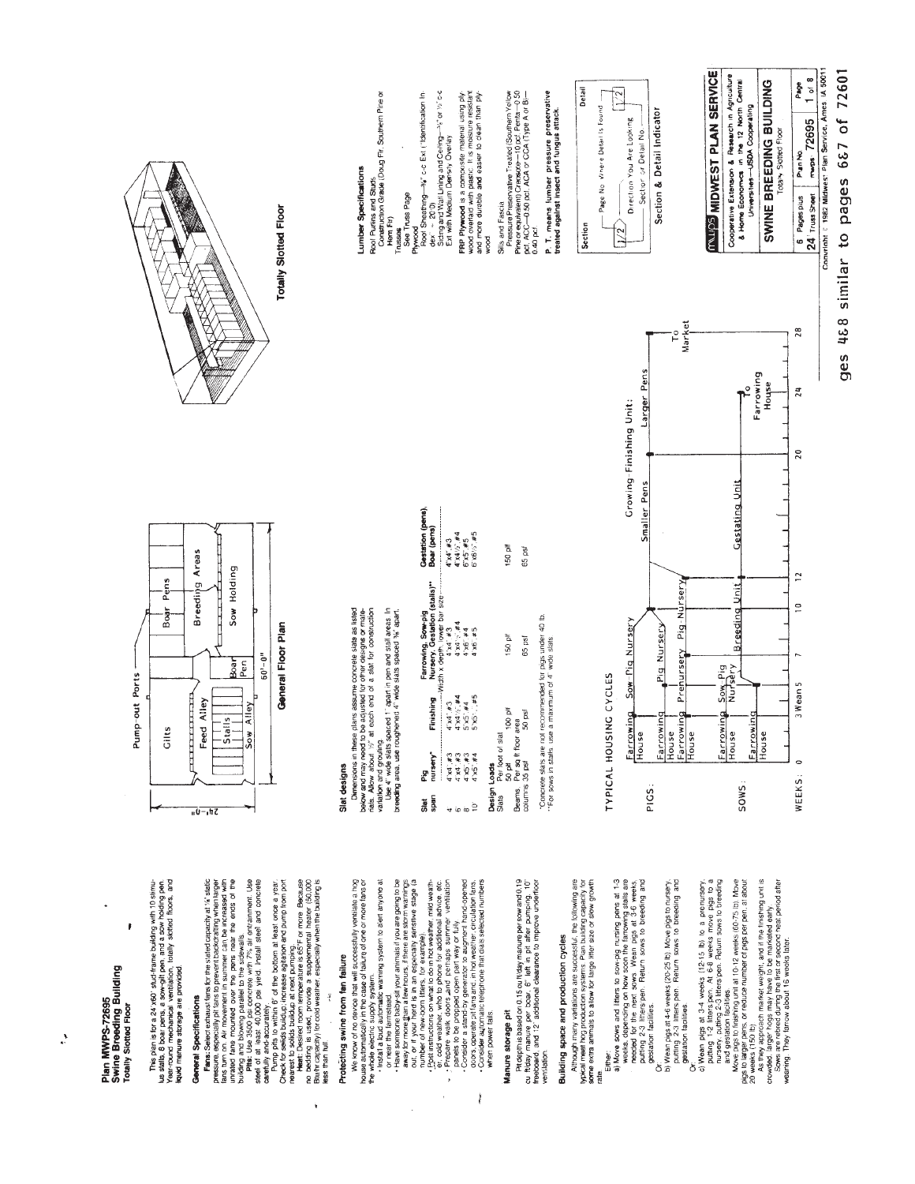# Plan MWPS-72695
## Swine Breeding Building
### Totally Slotted Floor

This plan is for a 24'x60' stud-frame building with 10 stimulus stalls, 8 boar pens, a sow-gilt pen, and a sow holding pen. Year-round mechanical ventilation, totally slotted floors, and liquid manure storage are provided.

### General Specifications

**Fans:** Select exhaust fans for the stated capacity at ⅛" static pressure, especially pit fans to prevent backdrafting when larger fans turn on. Air movement in summer can be increased with unrated fans mounted over the pens near the ends of the building and blowing parallel to the sidewalls.

**Pits:** Use 3500 psi concrete with 7% air entrainment. Use steel of at least 40,000 psi yield. Install steel and concrete carefully and accurately.

Pump pits to within 6" of the bottom at least once a year. Check for solids buildup; increase agitation and pump from port nearest to solids buildup at next pumping.

**Heat:** Desired room temperature is 65°F or more. Because no bedding is used, provide a supplemental heater (50,000 Btu/hr capacity) for cold weather, especially when the building is less than full.

### Protecting swine from fan failure

We know of no device that will successfully ventilate a hog house automatically in the case of failure of one or more fans or the whole electric supply system.

- Install a loud automatic warning system to alert anyone at or near the farmstead.
- Have someone baby-sit your animals if you are going to be away for more than a few hours, if there are storm warnings out, or if your herd is in an especially sensitive stage (a number of newborn litters, for example).
- Post instructions on what to do in hot weather, mild weather, cold weather, who to phone for additional advice, etc.
- Prepare walk doors and perhaps summer ventilation panels to be propped open part way or fully.
- Consider a stand-by generator to augment hand-opened doors, operate pit fans and, in hot weather, circulation fans.
- Consider automatic telephone that dials selected numbers when power fails.

### Manure storage pit

Pit depth is based on 0.15 cu ft/day manure per sow and 0.19 cu ft/day manure per boar, 6" left in pit after pumping, 10" freeboard, and 12" additional clearance to improve underfloor ventilation.

### Building space and production cycles

Although many variations are successful, the following are typical meat hog production systems. Plan building capacity for some extra animals to allow for large litter size or slow growth rate.

Either:

a) Move sows and litters to sow-pig nursing pens at 1-3 weeks, depending on how soon the farrowing stalls are needed for the next sows. Wean pigs at 3-6 weeks, putting 2-3 litters/pen. Return sows to breeding and gestation facilities.

Or

b) Wean pigs at 4-6 weeks (20-25 lb). Move pigs to nursery, putting 2-3 litters/pen. Return sows to breeding and gestation facilities.

Or

c) Wean pigs at 3-4 weeks (12-15 lb) to a prenursery, putting 1-2 litters/pen. At 6-8 weeks move pigs to a nursery, putting 2-3 litters/pen. Return sows to breeding and gestation facilities.

Move pigs to finishing unit at 10-12 weeks (60-75 lb). Move pigs to larger pens, or reduce number of pigs per pen, at about 20 weeks (150 lb).

As they approach market weight, and if the finishing unit is crowded, larger hogs may have to be marketed early.

Sows are rebred during the first or second heat period after weaning. They farrow about 16 weeks later.

Pump-out Ports

Gilts

Feed Alley

Stalls

Sow Alley

Boar Pens

Breeding Areas

Boar Pen

Sow Holding

24'-0"

60'-0"

General Floor Plan

### Slat designs

Dimensions in these plans assume concrete slats as listed below and may need to be adjusted for other designs or materials. Allow about ½" at each end of a slat for construction variation and grouting.

Use 4" wide slats spaced 1" apart in pen and stall areas. In breeding area, use roughened 4" wide slats spaced ⅞" apart.

| Slat span | Pig nursery* | Finishing | Farrowing, Sow-pig Nursery, Gestation (stalls)** | Gestation (pens), Boar (pens) |
|---|---|---|---|---|
| | ——Width x depth, lower bar size—— | | | |
| 4 | 4"x4", #3 | 4"x4", #3 | 4"x4", #3 | 4"x4", #3 |
| 6 | 4"x4", #3 | 4"x4½", #4 | 4"x4½", #4 | 4"x4½", #4 |
| 8 | 4"x5", #3 | 5"x5", #4 | 4"x6", #4 | 6"x5", #5 |
| 10 | 4"x5", #4 | 5"x5½", #5 | 4"x6", #5 | 6"x6½", #5 |

**Design Loads**

| | | | | |
|---|---|---|---|---|
| Slats — Per foot of slat | 50 plf | 100 plf | 150 plf | 150 plf |
| Beams — Per sq ft floor area | | | | |
| columns | 35 psf | 50 psf | 65 psf | 65 psf |

*Concrete slats are not recommended for pigs under 40 lb.
**For sows in stalls, use a maximum of 4" wide slats.

TYPICAL HOUSING CYCLES

PIGS: Farrowing House — Sow-Pig Nursery; Farrowing House — Pig Nursery; Farrowing House — Prenursery — Pig Nursery; Growing-Finishing Unit: Smaller Pens — Larger Pens — To Market

SOWS: Farrowing House — Sow-Pig Nursery; Farrowing House — Breeding Unit — Gestating Unit — To Farrowing House

WEEKS: 0 3 Wean 5 7 10 12 20 24 28

Totally Slotted Floor

### Lumber Specifications

Roof Purlins and Studs
Construction Grade (Doug Fir, Southern Pine or Hem Fir)

Trusses
See Truss Page

Plywood
Roof Sheathing—⅜" c-c Ext (Identification Index — 20/0)
Siding and Wall Lining and Ceiling—⅜" or ½" c-c Ext with Medium Density Overlay

FRP Plywood is a composite material using plywood overlaid with plastic. It is moisture resistant and more durable and easier to clean than plywood.

Sills and Fascia
Pressure Preservative Treated (Southern Yellow Pine or equivalent) Creosote—10 pcf, Penta—0.50 pcf, ACC—0.50 pcf, ACA or CCA (Type A or B)—0.40 pcf.

**P. T. means lumber pressure preservative treated against insect and fungus attack.**

Section & Detail Indicator

Section — Page No. Where Detail Is Found — Direction You Are Looking — Section or Detail No. — Detail

MWPS MIDWEST PLAN SERVICE
Cooperative Extension & Research in Agriculture & Home Economics in the 12 North Central Universities—USDA Cooperating

SWINE BREEDING BUILDING
Totally Slotted Floor

6 Pages plus 24 Truss Sheet — Plan No. mwps 72695 — Page 1 of 8

Copyright © 1982 Midwest Plan Service, Ames, IA 50011

ges 4&8 similar to pages 6&7 of 72601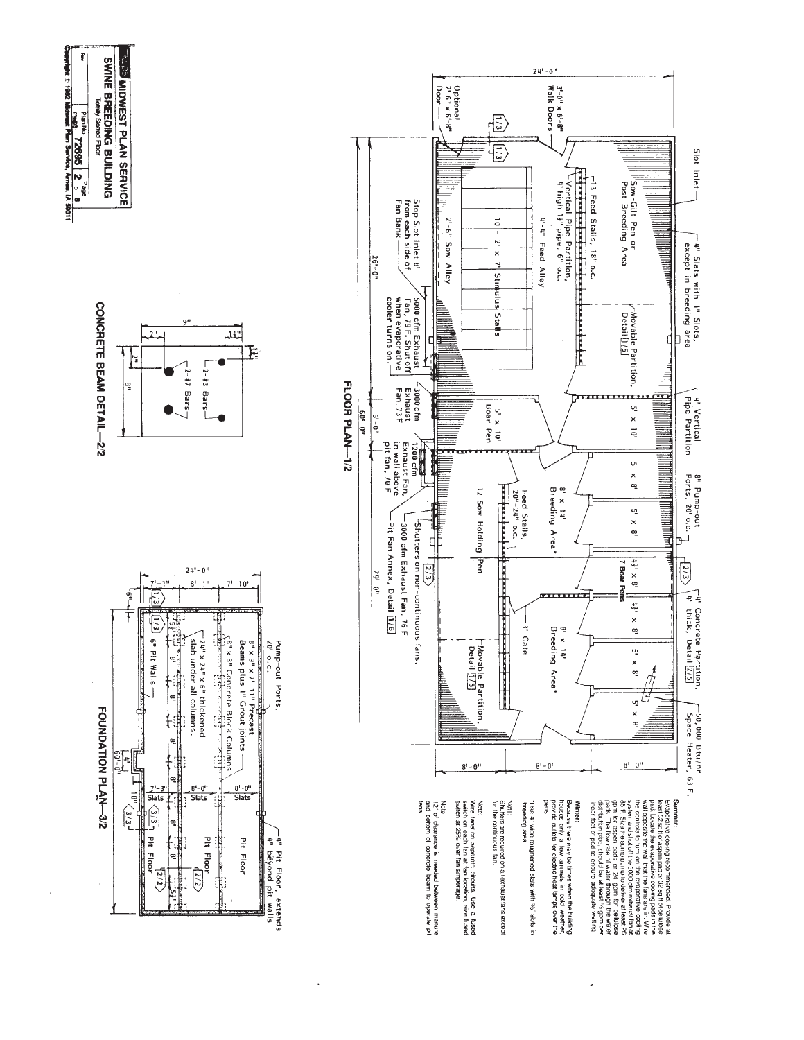# FLOOR PLAN—1/2

Slot Inlet

4" Slats with 1" Slots, except in breeding area

Sow-Gilt Pen or Post Breeding Area

Vertical Pipe Partition, 4' high 1½" pipe, 6" o.c.

13 Feed Stalls, 18" o.c.

4'-4" Feed Alley

10 - 2' x 7' Stimulus Stalls

2'-6" Sow Alley

3'-0" x 6'-8" Walk Doors

Optional 2'-6" x 6'-8" Door

Stop Slot Inlet 8' from each side of Fan Bank

5000 cfm Exhaust Fan, 79 F. Shut off when evaporative cooler turns on.

3000 cfm Exhaust Fan, 73 F

1200 cfm Exhaust Fan in wall above pit fan, 70 F

Pit Fan Annex, Detail 1/6

3000 cfm Exhaust Fan, 76 F

Shutters on non-continuous fans.

Movable Partition, Detail 1/5

4' Vertical Pipe Partition

5' x 10'

5' x 10' Boar Pen

8" Pump-out Ports, 20' o.c.

5' x 8'

8' x 14' Breeding Area*

Feed Stalls, 20"-24" o.c.

12 Sow Holding Pen

4½' x 8'

7 Boar Pens

3' Gate

8' x 14' Breeding Area*

4' Concrete Partition, 4" thick, Detail 2/5

50,000 Btu/hr Space Heater, 63 F.

24'-0"

26'-0"

5'-0"

60'-0"

29'-0"

8'-0"

8'-0"

8'-0"

1/3

2/3

**Summer:**
Evaporative cooling recommended. Provide at least 62 sq ft of aspen pad or 32 sq ft of cellulose pad. Locate the evaporative cooling pads in the wall opposite the wall that the fans are in. Wire the controls to turn on the evaporative cooling system and turn off the 5000 cfm exhaust fan at 85 F. Size the sump pump to deliver at least 25 gpm for aspen pads or 24 gpm for cellulose pads. The flow rate of water through the water distribution pipe should be at least ½ gpm per lineal foot of pad to ensure adequate wetting.

**Winter:**
Because there may be times when the building houses only a few animals in cold weather, provide outlets for electric heat lamps over the pens.

*Use 4" wide roughened slats with ¾" slots in breeding area.

Note:
Shutters are required on all exhaust fans except for the continuous fan.

Note:
Wire fans on separate circuits. Use a fused switch on each fan at fan location; size fused switch at 25% over fan amperage.

Note:
12" of clearance is needed between manure and bottom of concrete beam to operate pit fans.

# CONCRETE BEAM DETAIL—2/2

9"

2"

1½"

2"

8"

1½"

2-#3 Bars

2-#7 Bars

# FOUNDATION PLAN—3/2

Pump-out Ports, 20' o.c.

8" x 9" x 7'-11" Precast Beams plus 1" Grout Joints

8" x 8" Concrete Block Columns

24" x 24" x 6" thickened slab under all columns.

6" Pit Walls

4" Pit Floor, extends 4" beyond pit walls

Pit Floor

Slats

24'-0"

7'-1"

8'-1"

7'-10"

6"

7'-3"

8'-0"

8'-0"

18"

5½'

8'

60'-0"

1/3

3/3

2/2

MIDWEST PLAN SERVICE

SWINE BREEDING BUILDING

Totally Slotted Floor

Plan No. mwps-72695 | Page 2 of 6

Copyright © 1982 Midwest Plan Service, Ames, IA 50011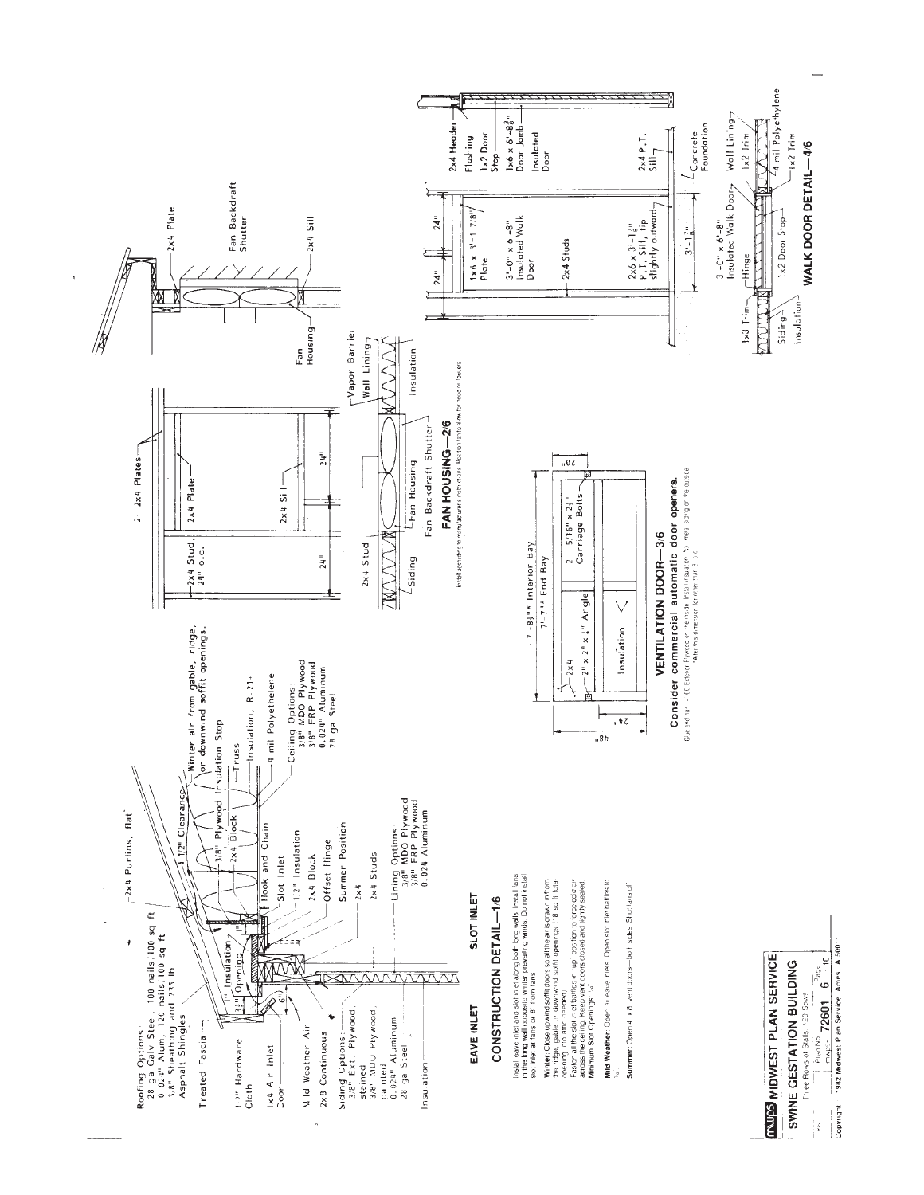## CONSTRUCTION DETAIL—1/6

**EAVE INLET** **SLOT INLET**

Roofing Options:
28 ga Galv Steel, 100 nails/100 sq ft
0.024" Alum, 120 nails/100 sq ft
3/8" Sheathing and 235 lb
Asphalt Shingles

2x4 Purlins, flat

Treated Fascia

1/2" Hardware Cloth

1x4 Air Inlet Door

Mild Weather Air

2x8 Continuous

Siding Options:
3/8" Ext. Plywood, stained
3/8" MDO Plywood, painted
0.024" Aluminum
28 ga Steel

Insulation

1" Insulation
Opening
1 1/2" Clearance
3/8" Plywood Insulation Stop
2x4 Block
Hook and Chain
Slot Inlet
1/2" Insulation
2x4 Block
Offset Hinge
Summer Position
2x4
2x4 Studs

Lining Options:
3/8" MDO Plywood
3/8" FRP Plywood
0.024 Aluminum

Winter air from gable, ridge, or downwind soffit openings.

Truss

Insulation, R-21+

4 mil Polyethelene

Ceiling Options:
3/8" MDO Plywood
3/8" FRP Plywood
0.024" Aluminum
28 ga Steel

Install eave inlet and slot inlet along both long walls. Install fans in the long wall opposite winter prevailing winds. Do not install slot inlet at fans or 8' from fans.

**Winter:** Close upwind soffit doors so all the air is drawn in from the ridge, gable or downwind soffit openings (18 sq ft total opening into attic needed).
Fasten all the slot inlet baffles in 'up' position to force cold air across the ceiling. Keep vent doors closed and tightly sealed.
Minimum Slot Openings: ½"

**Mild Weather:** Open all eave inlets. Open slot inlet baffles to ¾".

**Summer:** Open 4' x 8' vent doors—both sides. Shut fans off.

## FAN HOUSING—2/6

2 - 2x4 Plates
2x4 Stud, 24" o.c.
2x4 Plate
2x4 Sill
24"
24"
2x4 Stud
Siding
Fan Housing
Fan Backdraft Shutter
Vapor Barrier
Wall Lining
Insulation
2x4 Plate
Fan Backdraft Shutter
Fan Housing
2x4 Sill

Install according to manufacturer's instructions. Position fan to allow for hood or louvers.

## VENTILATION DOOR—3/6

7'-8½"* Interior Bay
7'-7"* End Bay
2x4
2" x 2" x ¼" Angle
2 - 5/16" x 2½" Carriage Bolts
Insulation
48"
24"
20"

**Consider commercial automatic door openers.**

Glue and nail ½" CC Exterior Plywood on the inside. Install insulation. Nail metal siding on the outside.
*Alter this dimension for other than 8' o.c.

## WALK DOOR DETAIL—4/6

24"
24"
1x6 x 3'-1 7/8" Plate
3'-0" x 6'-8" Insulated Walk Door
2x4 Studs
2x6 x 3'-1⅛" P.T. Sill, rip slightly outward
3'-1⅞"
2x4 Header
Flashing
1x2 Door Stop
1x6 x 6'-8⅜" Door Jamb
Insulated Door
2x4 P.T. Sill
Concrete Foundation

3'-0" x 6'-8" Insulated Walk Door
1x3 Trim
Hinge
Siding
Insulation
1x2 Door Stop
1x2 Trim
Wall Lining
4 mil Polyethylene
1x2 Trim

**MWPS MIDWEST PLAN SERVICE**
**SWINE GESTATION BUILDING**
Three Rows of Stalls, 120 Sows
Plan No. 72601 Page 6 of 10
Copyright © 1982 Midwest Plan Service, Ames, IA 50011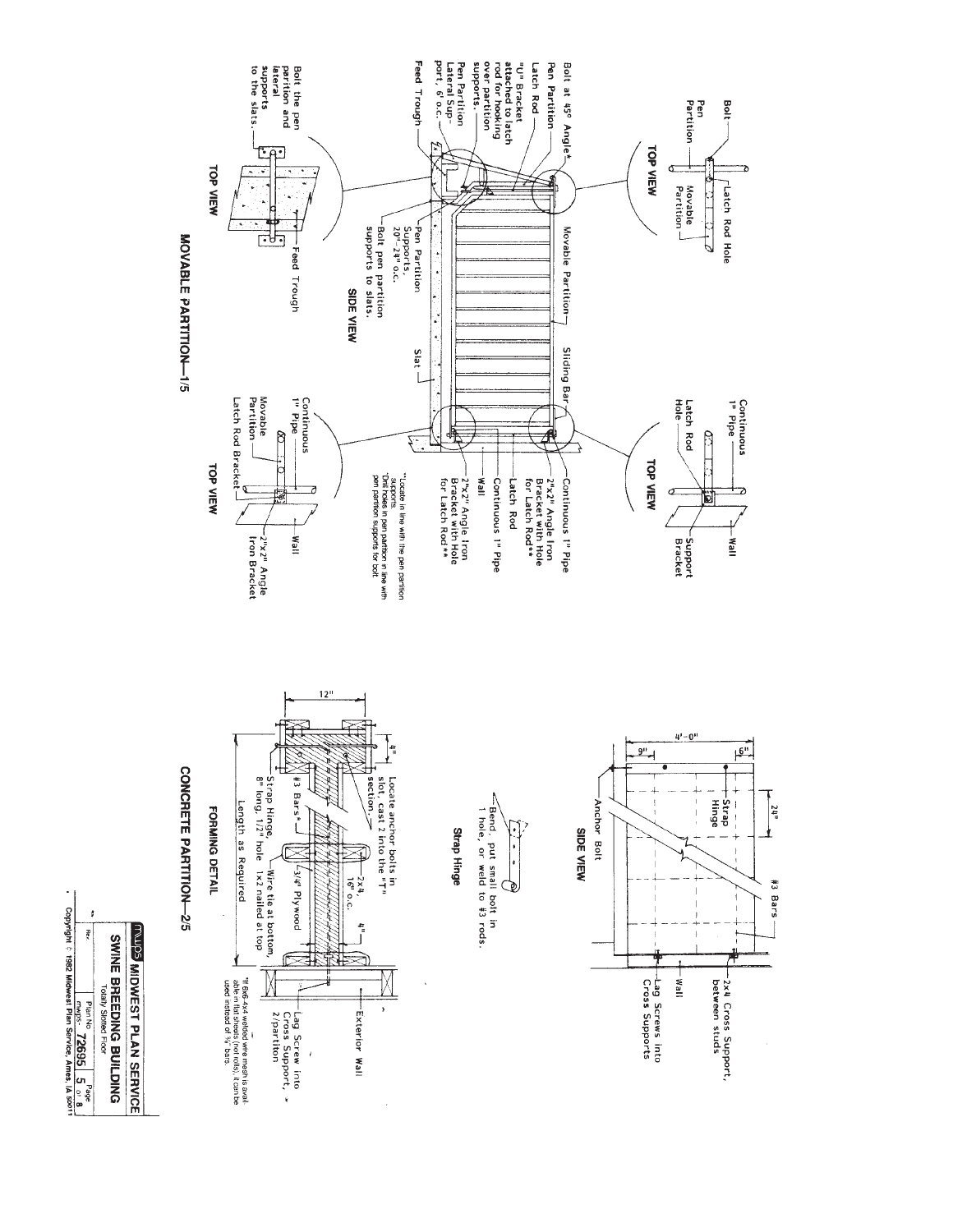## MOVABLE PARTITION—1/5

### TOP VIEW

Bolt
Pen Partition
Latch Rod Hole
Movable Partition

### SIDE VIEW

Bolt at 45° Angle*
Pen Partition
Latch Rod
"U" Bracket attached to latch rod for hooking over partition supports.
Pen Partition Lateral Support, 6' o.c.
Feed Trough
Pen Partition Supports, 20"-24" o.c.
Bolt pen partition supports to slats.
Movable Partition
Sliding Bar
Slat
Continuous 1" Pipe
2"x2" Angle Iron Bracket with Hole for Latch Rod**
Latch Rod
Continuous 1" Pipe
Wall
2"x2" Angle Iron Bracket with Hole for Latch Rod**

**Locate in line with the pen partition supports.
*Drill holes in pen partition in line with pen partition supports for bolt.

### TOP VIEW

Continuous 1" Pipe
Latch Rod Hole
Support Bracket
Wall

### TOP VIEW

Bolt the pen partition and lateral supports to the slats.
Feed Trough

### TOP VIEW

Continuous 1" Pipe
Movable Partition
Latch Rod Bracket
Wall
2"x2" Angle Iron Bracket

## CONCRETE PARTITION—2/5

### SIDE VIEW

4'-0"
9"
6"
24"
Strap Hinge
#3 Bars
Anchor Bolt
2x4 Cross Support, between studs
Wall
Lag Screws into Cross Supports

### Strap Hinge

Bend, put small bolt in 1 hole, or weld to #3 rods.

### FORMING DETAIL

12"
4"
Locate anchor bolts in slot, cast 2 into the "T" section.
2x4, 16" o.c.
#3 Bars*
3/4" Plywood
Strap Hinge, 8" long, 1/2" hole
Wire tie at bottom, 1x2 nailed at top
4"
Length as Required
Exterior Wall
Lag Screw into Cross Support, 2/partition

*If 6x6-4x4 welded wire mesh is available in flat sheets (not rolls), it can be used instead of 3/8" bars.

**MWPS MIDWEST PLAN SERVICE**
**SWINE BREEDING BUILDING**
Totally Slatted Floor

| Rev. | Plan No. | Page |
|---|---|---|
| | mwps-72695 | 5 of 8 |

Copyright © 1982 Midwest Plan Service, Ames, IA 50011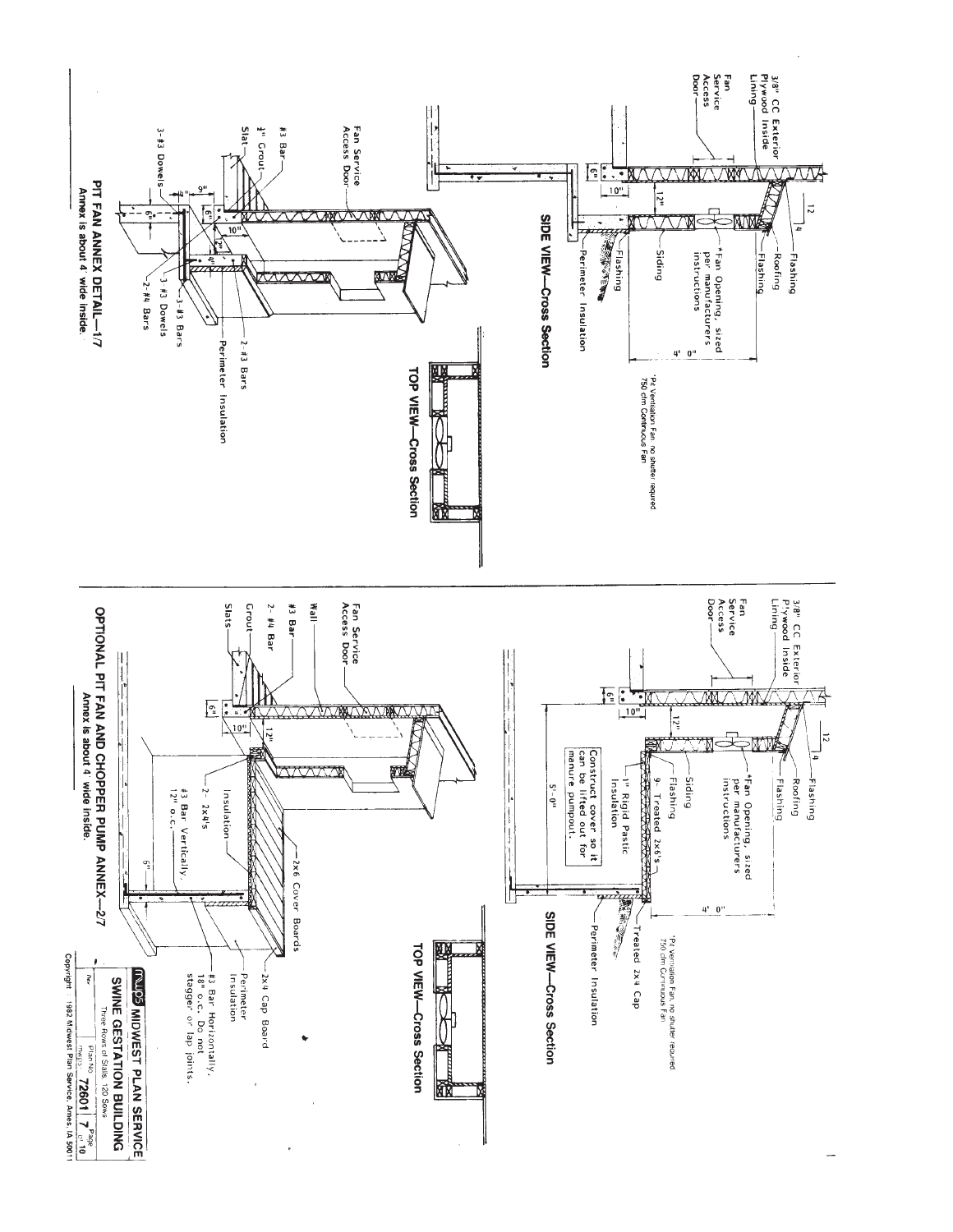SIDE VIEW—Cross Section

3/8" CC Exterior Plywood Inside Lining

Fan Service Access Door

Flashing

Roofing

Flashing

*Fan Opening, sized per manufacturers instructions

Siding

Flashing

Perimeter Insulation

12

4

6"

10"

12"

4' 0"

*Pit Ventilation Fan, no shutter required 750 cfm Continuous Fan

TOP VIEW—Cross Section

Fan Service Access Door

#3 Bar

1" Grout

Slat

3-#3 Dowels

9"

6"

10"

6"

4"

3-#3 Dowels

3-#3 Bars

2-#4 Bars

2 #3 Bars

Perimeter Insulation

**PIT FAN ANNEX DETAIL—1/7**
Annex is about 4' wide inside.

SIDE VIEW—Cross Section

3/8" CC Exterior Plywood Inside Lining

Fan Service Access Door

Flashing

Roofing

Flashing

*Fan Opening, sized per manufacturers instructions

Siding

9- Treated 2x6's

Flashing

1" Rigid Pastic Insulation

Construct cover so it can be lifted out for manure pumpout.

Treated 2x4 Cap

Perimeter Insulation

12

4

6"

10"

12"

5'-0"

4' 0"

*Pit Ventilation Fan, no shutter required 750 cfm Continuous Fan

TOP VIEW—Cross Section

Fan Service Access Door

Wall

2- #4 Bar

#3 Bar

Grout

Slats

6"

10"

12"

12"

6"

2- 2x4's

#3 Bar Vertically, 12" o.c.

Insulation

2x6 Cover Boards

2x4 Cap Board

Perimeter Insulation

#3 Bar Horizontally, 18" o.c. Do not stagger or lap joints.

**OPTIONAL PIT FAN AND CHOPPER PUMP ANNEX—2/7**
Annex is about 4' wide inside.

MWPS MIDWEST PLAN SERVICE

SWINE GESTATION BUILDING

Three Rows of Stalls, 120 Sows

Rev. | MWPS Plan No. 72601 | Page 7 of 10

Copyright 1982 Midwest Plan Service, Ames, IA 50011